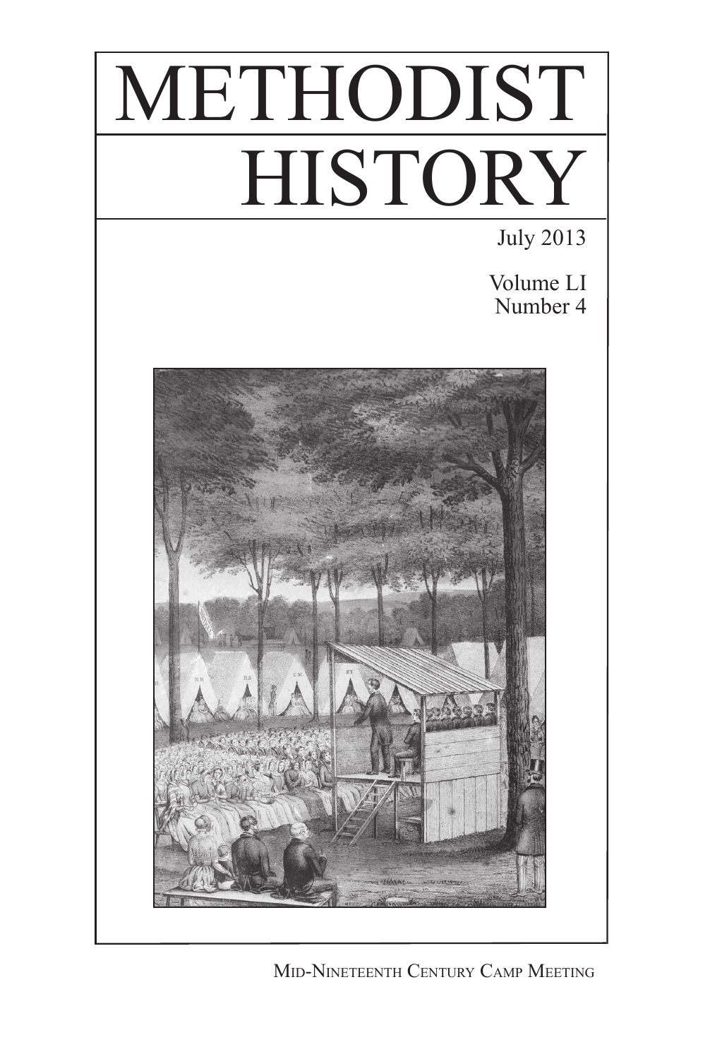# METHODIST HISTORY

July 2013

Volume LI
Number 4

MID-NINETEENTH CENTURY CAMP MEETING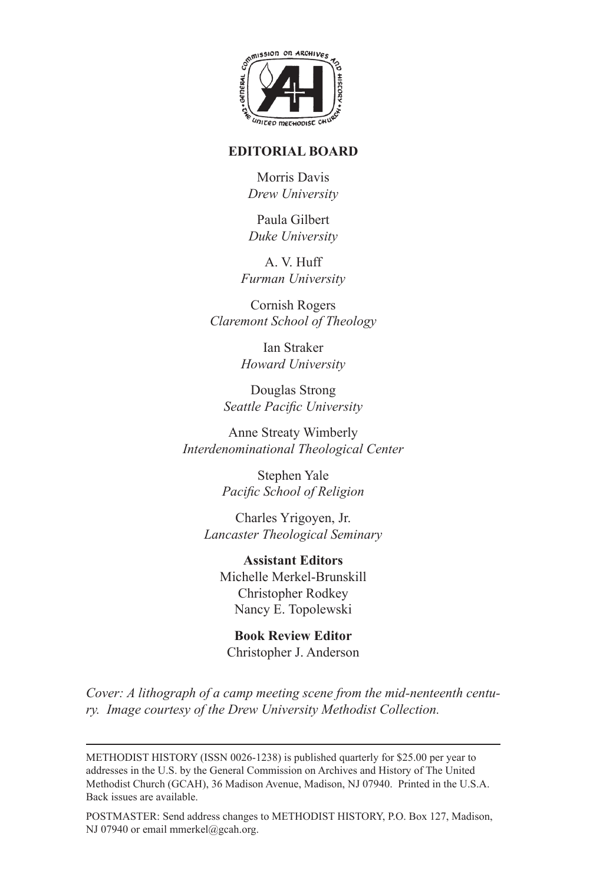## EDITORIAL BOARD

Morris Davis
*Drew University*

Paula Gilbert
*Duke University*

A. V. Huff
*Furman University*

Cornish Rogers
*Claremont School of Theology*

Ian Straker
*Howard University*

Douglas Strong
*Seattle Pacific University*

Anne Streaty Wimberly
*Interdenominational Theological Center*

Stephen Yale
*Pacific School of Religion*

Charles Yrigoyen, Jr.
*Lancaster Theological Seminary*

**Assistant Editors**
Michelle Merkel-Brunskill
Christopher Rodkey
Nancy E. Topolewski

**Book Review Editor**
Christopher J. Anderson

*Cover: A lithograph of a camp meeting scene from the mid-nenteenth century. Image courtesy of the Drew University Methodist Collection.*

---

METHODIST HISTORY (ISSN 0026-1238) is published quarterly for $25.00 per year to addresses in the U.S. by the General Commission on Archives and History of The United Methodist Church (GCAH), 36 Madison Avenue, Madison, NJ 07940. Printed in the U.S.A. Back issues are available.

POSTMASTER: Send address changes to METHODIST HISTORY, P.O. Box 127, Madison, NJ 07940 or email mmerkel@gcah.org.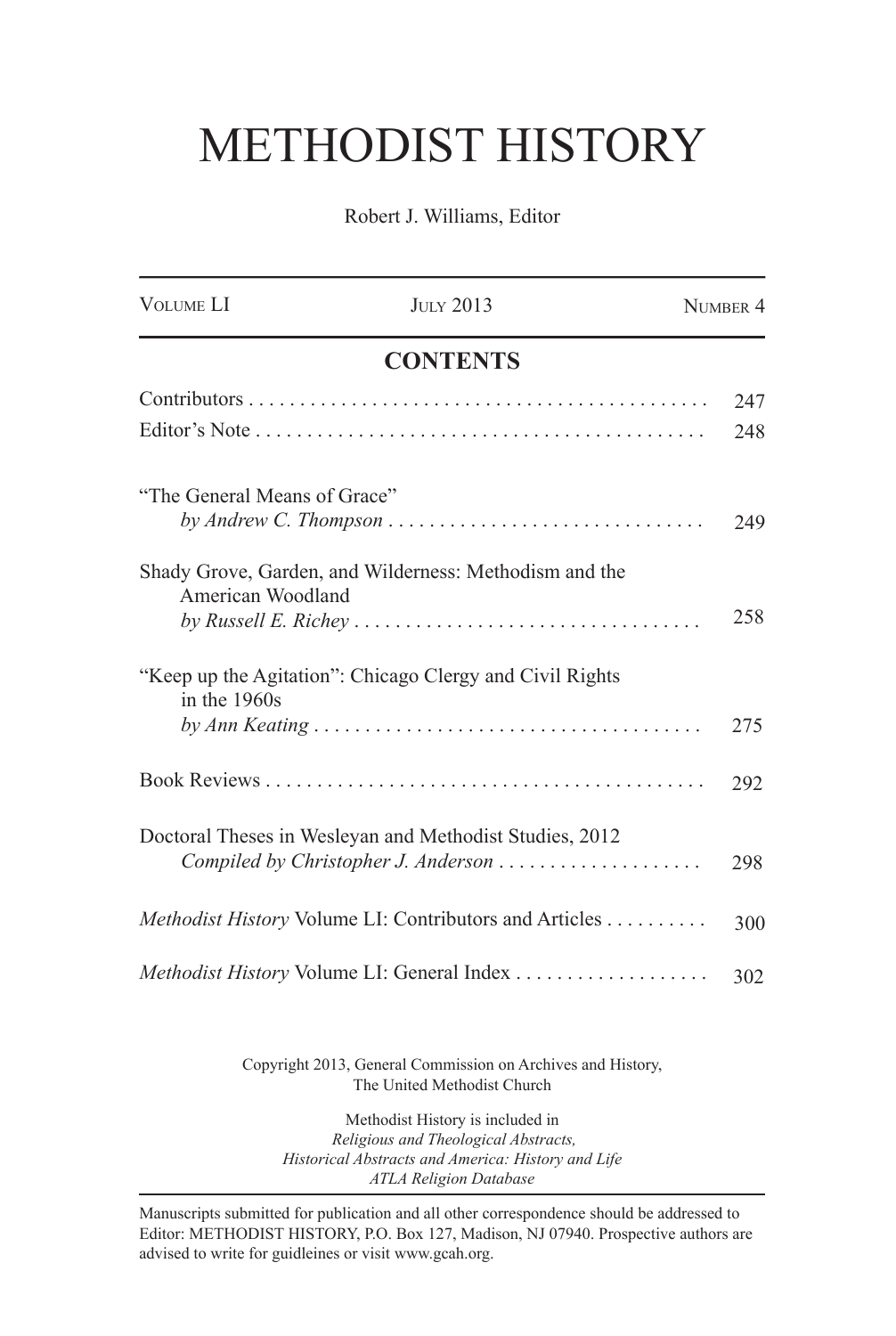# METHODIST HISTORY

Robert J. Williams, Editor

| VOLUME LI | JULY 2013 | NUMBER 4 |
|---|---|---|

## CONTENTS

Contributors . . . . . . . . . . . . . . . . . . . . . . . . . . . . . . . . . . . . . . . . . . . . . 247

Editor's Note . . . . . . . . . . . . . . . . . . . . . . . . . . . . . . . . . . . . . . . . . . . 248

"The General Means of Grace"
*by Andrew C. Thompson* . . . . . . . . . . . . . . . . . . . . . . . . . . . . . . . 249

Shady Grove, Garden, and Wilderness: Methodism and the American Woodland
*by Russell E. Richey* . . . . . . . . . . . . . . . . . . . . . . . . . . . . . . . . . . 258

"Keep up the Agitation": Chicago Clergy and Civil Rights in the 1960s
*by Ann Keating* . . . . . . . . . . . . . . . . . . . . . . . . . . . . . . . . . . . . . . 275

Book Reviews . . . . . . . . . . . . . . . . . . . . . . . . . . . . . . . . . . . . . . . . . . . 292

Doctoral Theses in Wesleyan and Methodist Studies, 2012
*Compiled by Christopher J. Anderson* . . . . . . . . . . . . . . . . . . . . 298

*Methodist History* Volume LI: Contributors and Articles . . . . . . . . . . 300

*Methodist History* Volume LI: General Index . . . . . . . . . . . . . . . . . . . 302

Copyright 2013, General Commission on Archives and History,
The United Methodist Church

Methodist History is included in
*Religious and Theological Abstracts,*
*Historical Abstracts and America: History and Life*
*ATLA Religion Database*

Manuscripts submitted for publication and all other correspondence should be addressed to Editor: METHODIST HISTORY, P.O. Box 127, Madison, NJ 07940. Prospective authors are advised to write for guidleines or visit www.gcah.org.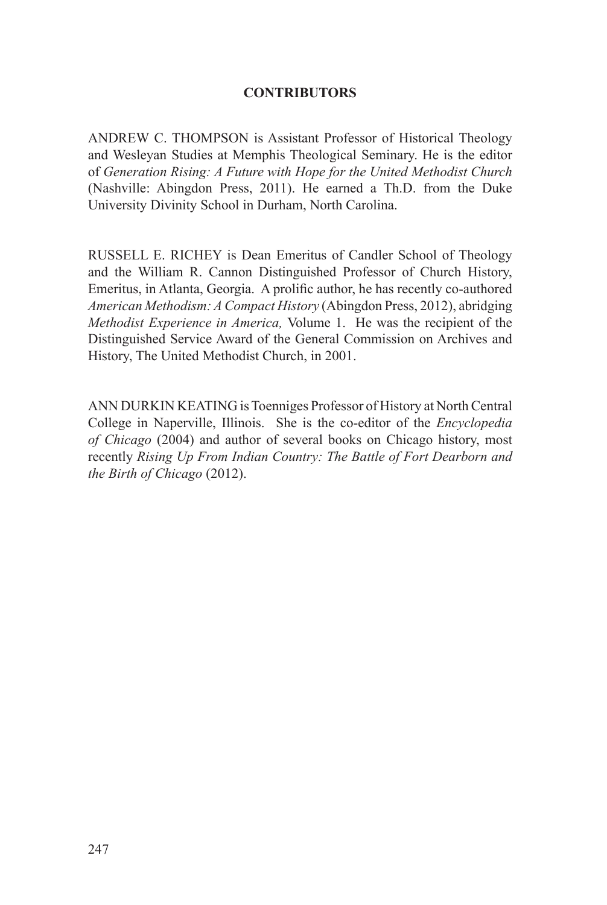## CONTRIBUTORS

ANDREW C. THOMPSON is Assistant Professor of Historical Theology and Wesleyan Studies at Memphis Theological Seminary. He is the editor of *Generation Rising: A Future with Hope for the United Methodist Church* (Nashville: Abingdon Press, 2011). He earned a Th.D. from the Duke University Divinity School in Durham, North Carolina.

RUSSELL E. RICHEY is Dean Emeritus of Candler School of Theology and the William R. Cannon Distinguished Professor of Church History, Emeritus, in Atlanta, Georgia. A prolific author, he has recently co-authored *American Methodism: A Compact History* (Abingdon Press, 2012), abridging *Methodist Experience in America,* Volume 1. He was the recipient of the Distinguished Service Award of the General Commission on Archives and History, The United Methodist Church, in 2001.

ANN DURKIN KEATING is Toenniges Professor of History at North Central College in Naperville, Illinois. She is the co-editor of the *Encyclopedia of Chicago* (2004) and author of several books on Chicago history, most recently *Rising Up From Indian Country: The Battle of Fort Dearborn and the Birth of Chicago* (2012).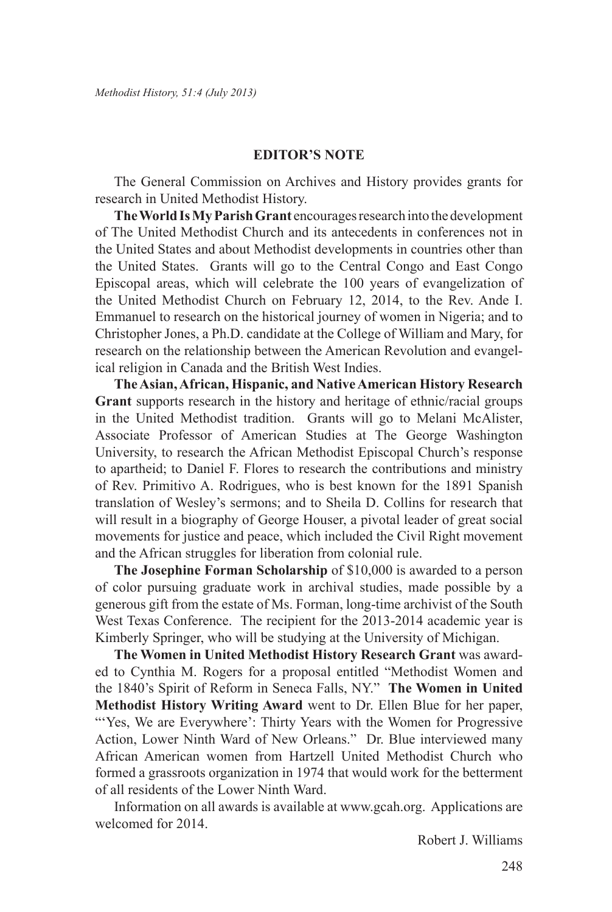## EDITOR'S NOTE

The General Commission on Archives and History provides grants for research in United Methodist History.

**The World Is My Parish Grant** encourages research into the development of The United Methodist Church and its antecedents in conferences not in the United States and about Methodist developments in countries other than the United States. Grants will go to the Central Congo and East Congo Episcopal areas, which will celebrate the 100 years of evangelization of the United Methodist Church on February 12, 2014, to the Rev. Ande I. Emmanuel to research on the historical journey of women in Nigeria; and to Christopher Jones, a Ph.D. candidate at the College of William and Mary, for research on the relationship between the American Revolution and evangelical religion in Canada and the British West Indies.

**The Asian, African, Hispanic, and Native American History Research Grant** supports research in the history and heritage of ethnic/racial groups in the United Methodist tradition. Grants will go to Melani McAlister, Associate Professor of American Studies at The George Washington University, to research the African Methodist Episcopal Church's response to apartheid; to Daniel F. Flores to research the contributions and ministry of Rev. Primitivo A. Rodrigues, who is best known for the 1891 Spanish translation of Wesley's sermons; and to Sheila D. Collins for research that will result in a biography of George Houser, a pivotal leader of great social movements for justice and peace, which included the Civil Right movement and the African struggles for liberation from colonial rule.

**The Josephine Forman Scholarship** of $10,000 is awarded to a person of color pursuing graduate work in archival studies, made possible by a generous gift from the estate of Ms. Forman, long-time archivist of the South West Texas Conference. The recipient for the 2013-2014 academic year is Kimberly Springer, who will be studying at the University of Michigan.

**The Women in United Methodist History Research Grant** was awarded to Cynthia M. Rogers for a proposal entitled "Methodist Women and the 1840's Spirit of Reform in Seneca Falls, NY." **The Women in United Methodist History Writing Award** went to Dr. Ellen Blue for her paper, "'Yes, We are Everywhere': Thirty Years with the Women for Progressive Action, Lower Ninth Ward of New Orleans." Dr. Blue interviewed many African American women from Hartzell United Methodist Church who formed a grassroots organization in 1974 that would work for the betterment of all residents of the Lower Ninth Ward.

Information on all awards is available at www.gcah.org. Applications are welcomed for 2014.

Robert J. Williams